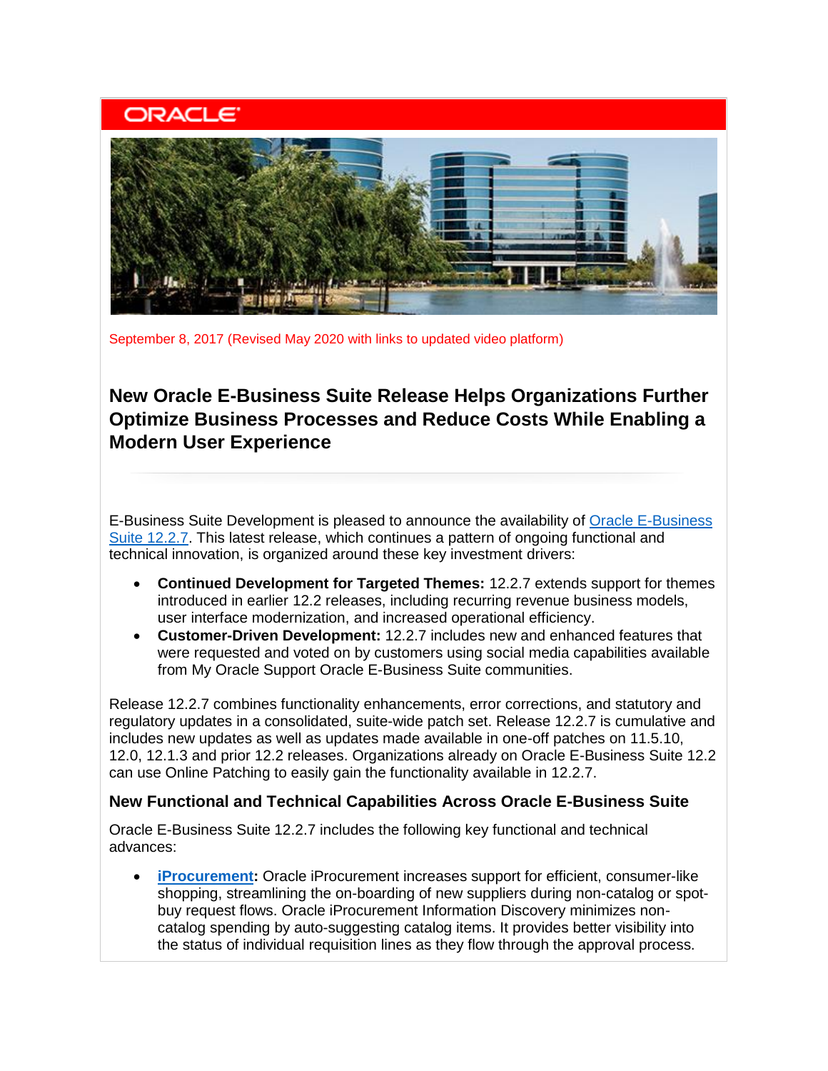September 8, 2017 (Revised May 2020 with links to updated video platform)

## New Oracle E-Business Suite Release Helps Organizations Further Optimize Business Processes and Reduce Costs While Enabling a Modern User Experience

E-Business Suite Development is pleased to announce the availability of Oracle E-Business Suite 12.2.7. This latest release, which continues a pattern of ongoing functional and technical innovation, is organized around these key investment drivers:

- **Continued Development for Targeted Themes:** 12.2.7 extends support for themes introduced in earlier 12.2 releases, including recurring revenue business models, user interface modernization, and increased operational efficiency.
- **Customer-Driven Development:** 12.2.7 includes new and enhanced features that were requested and voted on by customers using social media capabilities available from My Oracle Support Oracle E-Business Suite communities.

Release 12.2.7 combines functionality enhancements, error corrections, and statutory and regulatory updates in a consolidated, suite-wide patch set. Release 12.2.7 is cumulative and includes new updates as well as updates made available in one-off patches on 11.5.10, 12.0, 12.1.3 and prior 12.2 releases. Organizations already on Oracle E-Business Suite 12.2 can use Online Patching to easily gain the functionality available in 12.2.7.

### New Functional and Technical Capabilities Across Oracle E-Business Suite

Oracle E-Business Suite 12.2.7 includes the following key functional and technical advances:

- **iProcurement:** Oracle iProcurement increases support for efficient, consumer-like shopping, streamlining the on-boarding of new suppliers during non-catalog or spot-buy request flows. Oracle iProcurement Information Discovery minimizes non-catalog spending by auto-suggesting catalog items. It provides better visibility into the status of individual requisition lines as they flow through the approval process.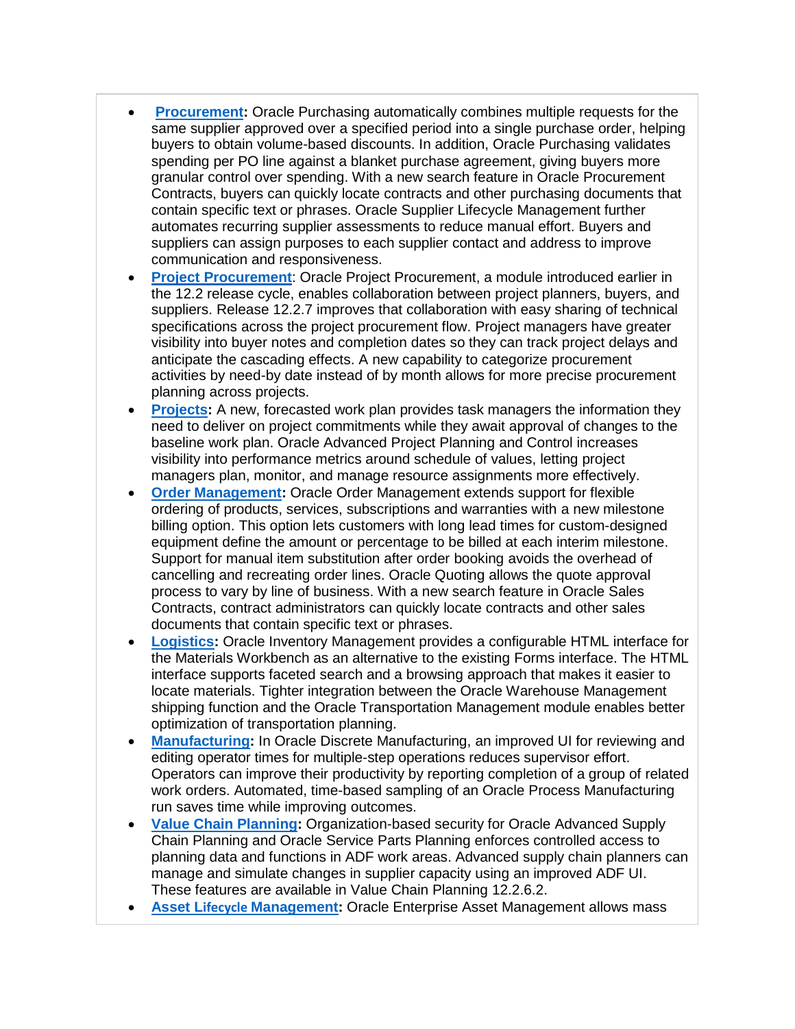- **Procurement:** Oracle Purchasing automatically combines multiple requests for the same supplier approved over a specified period into a single purchase order, helping buyers to obtain volume-based discounts. In addition, Oracle Purchasing validates spending per PO line against a blanket purchase agreement, giving buyers more granular control over spending. With a new search feature in Oracle Procurement Contracts, buyers can quickly locate contracts and other purchasing documents that contain specific text or phrases. Oracle Supplier Lifecycle Management further automates recurring supplier assessments to reduce manual effort. Buyers and suppliers can assign purposes to each supplier contact and address to improve communication and responsiveness.
- **Project Procurement**: Oracle Project Procurement, a module introduced earlier in the 12.2 release cycle, enables collaboration between project planners, buyers, and suppliers. Release 12.2.7 improves that collaboration with easy sharing of technical specifications across the project procurement flow. Project managers have greater visibility into buyer notes and completion dates so they can track project delays and anticipate the cascading effects. A new capability to categorize procurement activities by need-by date instead of by month allows for more precise procurement planning across projects.
- **Projects:** A new, forecasted work plan provides task managers the information they need to deliver on project commitments while they await approval of changes to the baseline work plan. Oracle Advanced Project Planning and Control increases visibility into performance metrics around schedule of values, letting project managers plan, monitor, and manage resource assignments more effectively.
- **Order Management:** Oracle Order Management extends support for flexible ordering of products, services, subscriptions and warranties with a new milestone billing option. This option lets customers with long lead times for custom-designed equipment define the amount or percentage to be billed at each interim milestone. Support for manual item substitution after order booking avoids the overhead of cancelling and recreating order lines. Oracle Quoting allows the quote approval process to vary by line of business. With a new search feature in Oracle Sales Contracts, contract administrators can quickly locate contracts and other sales documents that contain specific text or phrases.
- **Logistics:** Oracle Inventory Management provides a configurable HTML interface for the Materials Workbench as an alternative to the existing Forms interface. The HTML interface supports faceted search and a browsing approach that makes it easier to locate materials. Tighter integration between the Oracle Warehouse Management shipping function and the Oracle Transportation Management module enables better optimization of transportation planning.
- **Manufacturing:** In Oracle Discrete Manufacturing, an improved UI for reviewing and editing operator times for multiple-step operations reduces supervisor effort. Operators can improve their productivity by reporting completion of a group of related work orders. Automated, time-based sampling of an Oracle Process Manufacturing run saves time while improving outcomes.
- **Value Chain Planning:** Organization-based security for Oracle Advanced Supply Chain Planning and Oracle Service Parts Planning enforces controlled access to planning data and functions in ADF work areas. Advanced supply chain planners can manage and simulate changes in supplier capacity using an improved ADF UI. These features are available in Value Chain Planning 12.2.6.2.
- **Asset Lifecycle Management:** Oracle Enterprise Asset Management allows mass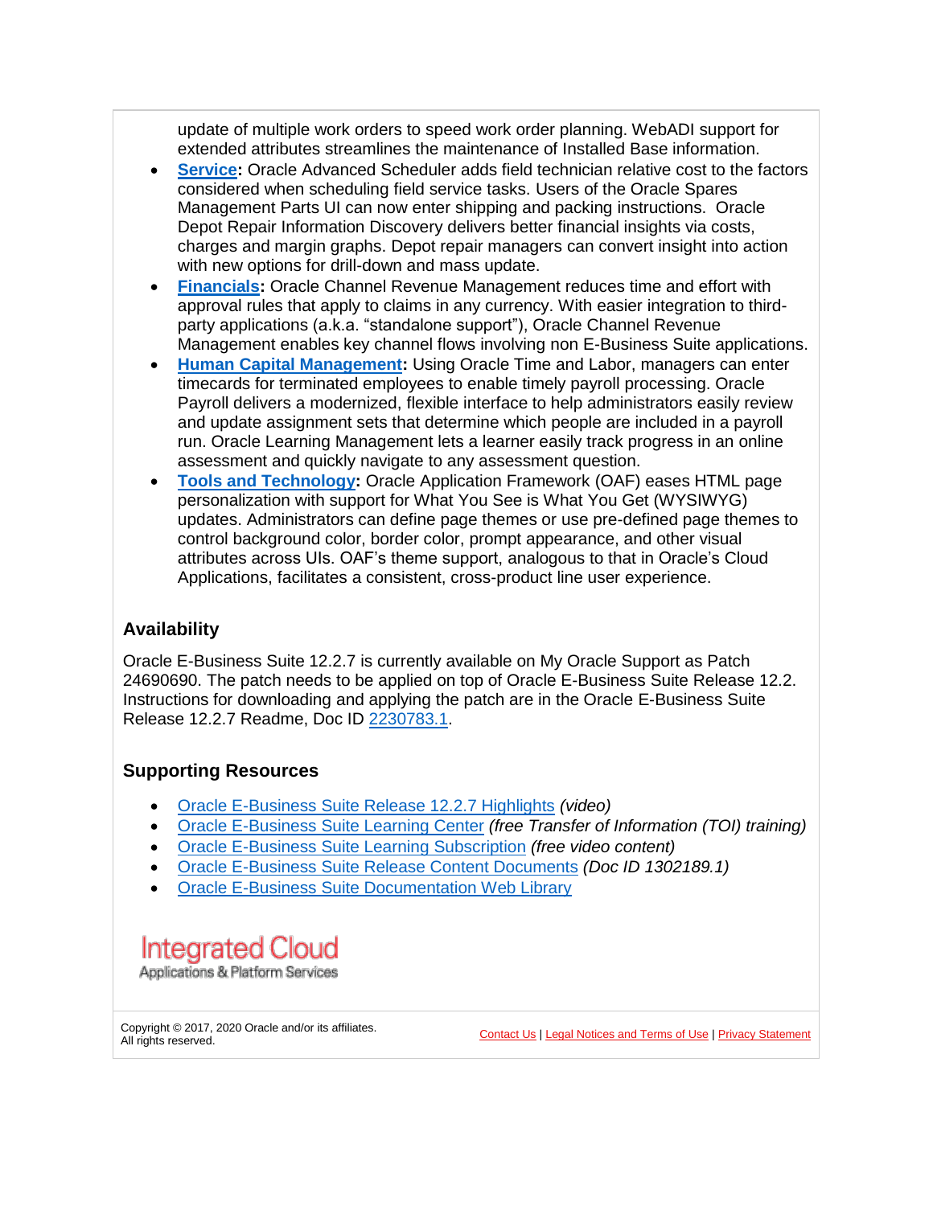update of multiple work orders to speed work order planning. WebADI support for extended attributes streamlines the maintenance of Installed Base information.

- **Service:** Oracle Advanced Scheduler adds field technician relative cost to the factors considered when scheduling field service tasks. Users of the Oracle Spares Management Parts UI can now enter shipping and packing instructions. Oracle Depot Repair Information Discovery delivers better financial insights via costs, charges and margin graphs. Depot repair managers can convert insight into action with new options for drill-down and mass update.
- **Financials:** Oracle Channel Revenue Management reduces time and effort with approval rules that apply to claims in any currency. With easier integration to third-party applications (a.k.a. "standalone support"), Oracle Channel Revenue Management enables key channel flows involving non E-Business Suite applications.
- **Human Capital Management:** Using Oracle Time and Labor, managers can enter timecards for terminated employees to enable timely payroll processing. Oracle Payroll delivers a modernized, flexible interface to help administrators easily review and update assignment sets that determine which people are included in a payroll run. Oracle Learning Management lets a learner easily track progress in an online assessment and quickly navigate to any assessment question.
- **Tools and Technology:** Oracle Application Framework (OAF) eases HTML page personalization with support for What You See is What You Get (WYSIWYG) updates. Administrators can define page themes or use pre-defined page themes to control background color, border color, prompt appearance, and other visual attributes across UIs. OAF's theme support, analogous to that in Oracle's Cloud Applications, facilitates a consistent, cross-product line user experience.

### Availability

Oracle E-Business Suite 12.2.7 is currently available on My Oracle Support as Patch 24690690. The patch needs to be applied on top of Oracle E-Business Suite Release 12.2. Instructions for downloading and applying the patch are in the Oracle E-Business Suite Release 12.2.7 Readme, Doc ID 2230783.1.

### Supporting Resources

- Oracle E-Business Suite Release 12.2.7 Highlights *(video)*
- Oracle E-Business Suite Learning Center *(free Transfer of Information (TOI) training)*
- Oracle E-Business Suite Learning Subscription *(free video content)*
- Oracle E-Business Suite Release Content Documents *(Doc ID 1302189.1)*
- Oracle E-Business Suite Documentation Web Library

Integrated Cloud
Applications & Platform Services

Copyright © 2017, 2020 Oracle and/or its affiliates.
All rights reserved.

Contact Us | Legal Notices and Terms of Use | Privacy Statement